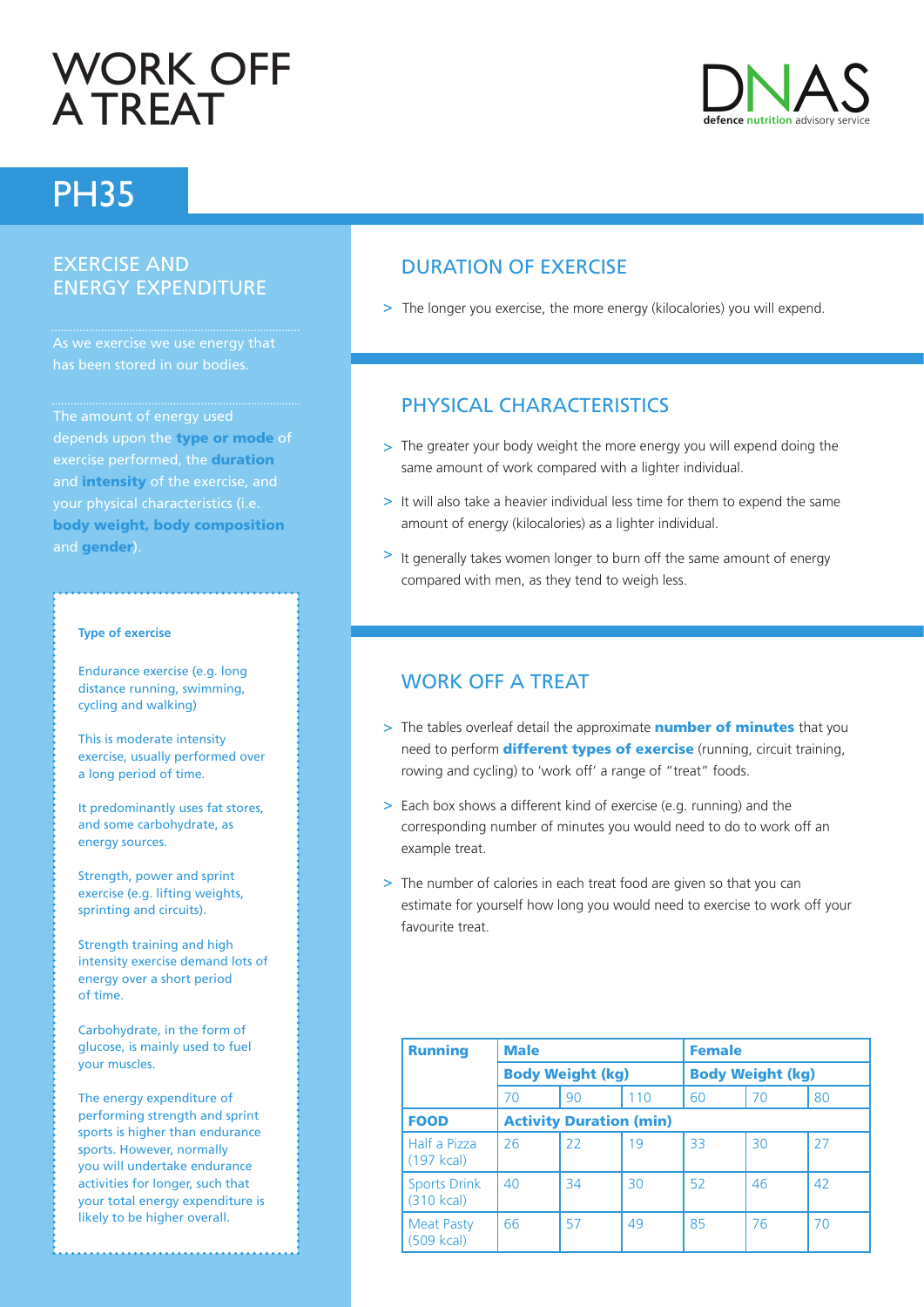# WORK OFF A TREAT

DNAS defence nutrition advisory service

## PH35

## EXERCISE AND ENERGY EXPENDITURE

As we exercise we use energy that has been stored in our bodies.

The amount of energy used depends upon the **type or mode** of exercise performed, the **duration** and **intensity** of the exercise, and your physical characteristics (i.e. **body weight, body composition** and **gender**).

**Type of exercise**

Endurance exercise (e.g. long distance running, swimming, cycling and walking)

This is moderate intensity exercise, usually performed over a long period of time.

It predominantly uses fat stores, and some carbohydrate, as energy sources.

Strength, power and sprint exercise (e.g. lifting weights, sprinting and circuits).

Strength training and high intensity exercise demand lots of energy over a short period of time.

Carbohydrate, in the form of glucose, is mainly used to fuel your muscles.

The energy expenditure of performing strength and sprint sports is higher than endurance sports. However, normally you will undertake endurance activities for longer, such that your total energy expenditure is likely to be higher overall.

## DURATION OF EXERCISE

> The longer you exercise, the more energy (kilocalories) you will expend.

## PHYSICAL CHARACTERISTICS

> The greater your body weight the more energy you will expend doing the same amount of work compared with a lighter individual.

> It will also take a heavier individual less time for them to expend the same amount of energy (kilocalories) as a lighter individual.

> It generally takes women longer to burn off the same amount of energy compared with men, as they tend to weigh less.

## WORK OFF A TREAT

> The tables overleaf detail the approximate **number of minutes** that you need to perform **different types of exercise** (running, circuit training, rowing and cycling) to 'work off' a range of "treat" foods.

> Each box shows a different kind of exercise (e.g. running) and the corresponding number of minutes you would need to do to work off an example treat.

> The number of calories in each treat food are given so that you can estimate for yourself how long you would need to exercise to work off your favourite treat.

| **Running** | **Male** | | | **Female** | | |
|---|---|---|---|---|---|---|
| | **Body Weight (kg)** | | | **Body Weight (kg)** | | |
| | 70 | 90 | 110 | 60 | 70 | 80 |
| **FOOD** | **Activity Duration (min)** | | | | | |
| Half a Pizza (197 kcal) | 26 | 22 | 19 | 33 | 30 | 27 |
| Sports Drink (310 kcal) | 40 | 34 | 30 | 52 | 46 | 42 |
| Meat Pasty (509 kcal) | 66 | 57 | 49 | 85 | 76 | 70 |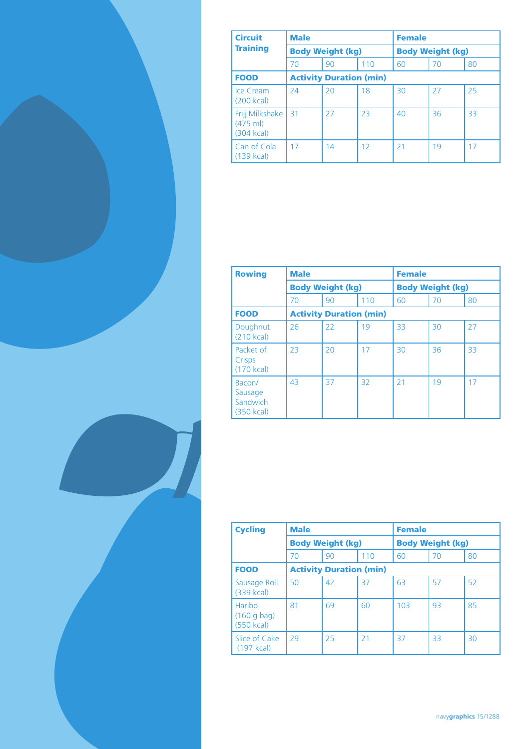| Circuit Training | Male | | | Female | | |
|---|---|---|---|---|---|---|
| | Body Weight (kg) | | | Body Weight (kg) | | |
| | 70 | 90 | 110 | 60 | 70 | 80 |
| **FOOD** | **Activity Duration (min)** | | | | | |
| Ice Cream (200 kcal) | 24 | 20 | 18 | 30 | 27 | 25 |
| Frijj Milkshake (475 ml) (304 kcal) | 31 | 27 | 23 | 40 | 36 | 33 |
| Can of Cola (139 kcal) | 17 | 14 | 12 | 21 | 19 | 17 |

| Rowing | Male | | | Female | | |
|---|---|---|---|---|---|---|
| | Body Weight (kg) | | | Body Weight (kg) | | |
| | 70 | 90 | 110 | 60 | 70 | 80 |
| **FOOD** | **Activity Duration (min)** | | | | | |
| Doughnut (210 kcal) | 26 | 22 | 19 | 33 | 30 | 27 |
| Packet of Crisps (170 kcal) | 23 | 20 | 17 | 30 | 36 | 33 |
| Bacon/ Sausage Sandwich (350 kcal) | 43 | 37 | 32 | 21 | 19 | 17 |

| Cycling | Male | | | Female | | |
|---|---|---|---|---|---|---|
| | Body Weight (kg) | | | Body Weight (kg) | | |
| | 70 | 90 | 110 | 60 | 70 | 80 |
| **FOOD** | **Activity Duration (min)** | | | | | |
| Sausage Roll (339 kcal) | 50 | 42 | 37 | 63 | 57 | 52 |
| Haribo (160 g bag) (550 kcal) | 81 | 69 | 60 | 103 | 93 | 85 |
| Slice of Cake (197 kcal) | 29 | 25 | 21 | 37 | 33 | 30 |

navy**graphics** 15/1288